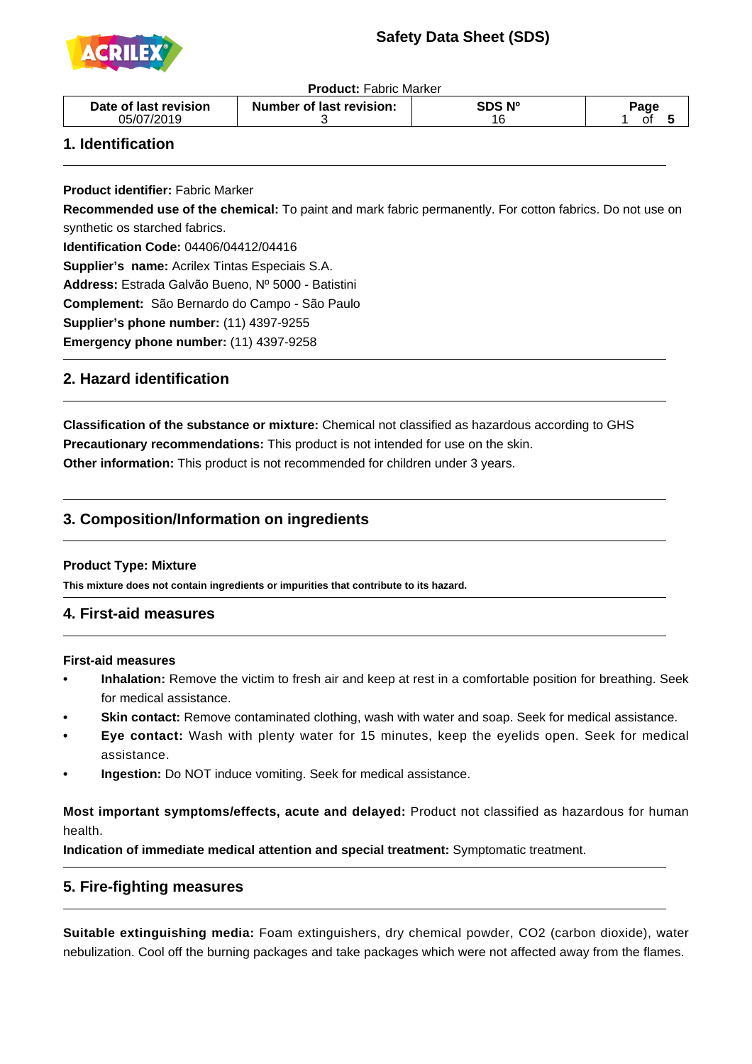# Safety Data Sheet (SDS)

**Product:** Fabric Marker

| Date of last revision | Number of last revision: | SDS Nº | Page |
|---|---|---|---|
| 05/07/2019 | 3 | 16 | 1 of 5 |

## 1. Identification

**Product identifier:** Fabric Marker

**Recommended use of the chemical:** To paint and mark fabric permanently. For cotton fabrics. Do not use on synthetic os starched fabrics.

**Identification Code:** 04406/04412/04416

**Supplier's name:** Acrilex Tintas Especiais S.A.

**Address:** Estrada Galvão Bueno, Nº 5000 - Batistini

**Complement:** São Bernardo do Campo - São Paulo

**Supplier's phone number:** (11) 4397-9255

**Emergency phone number:** (11) 4397-9258

## 2. Hazard identification

**Classification of the substance or mixture:** Chemical not classified as hazardous according to GHS

**Precautionary recommendations:** This product is not intended for use on the skin.

**Other information:** This product is not recommended for children under 3 years.

## 3. Composition/Information on ingredients

**Product Type: Mixture**

**This mixture does not contain ingredients or impurities that contribute to its hazard.**

## 4. First-aid measures

**First-aid measures**

- **Inhalation:** Remove the victim to fresh air and keep at rest in a comfortable position for breathing. Seek for medical assistance.
- **Skin contact:** Remove contaminated clothing, wash with water and soap. Seek for medical assistance.
- **Eye contact:** Wash with plenty water for 15 minutes, keep the eyelids open. Seek for medical assistance.
- **Ingestion:** Do NOT induce vomiting. Seek for medical assistance.

**Most important symptoms/effects, acute and delayed:** Product not classified as hazardous for human health.

**Indication of immediate medical attention and special treatment:** Symptomatic treatment.

## 5. Fire-fighting measures

**Suitable extinguishing media:** Foam extinguishers, dry chemical powder, $CO_2$ (carbon dioxide), water nebulization. Cool off the burning packages and take packages which were not affected away from the flames.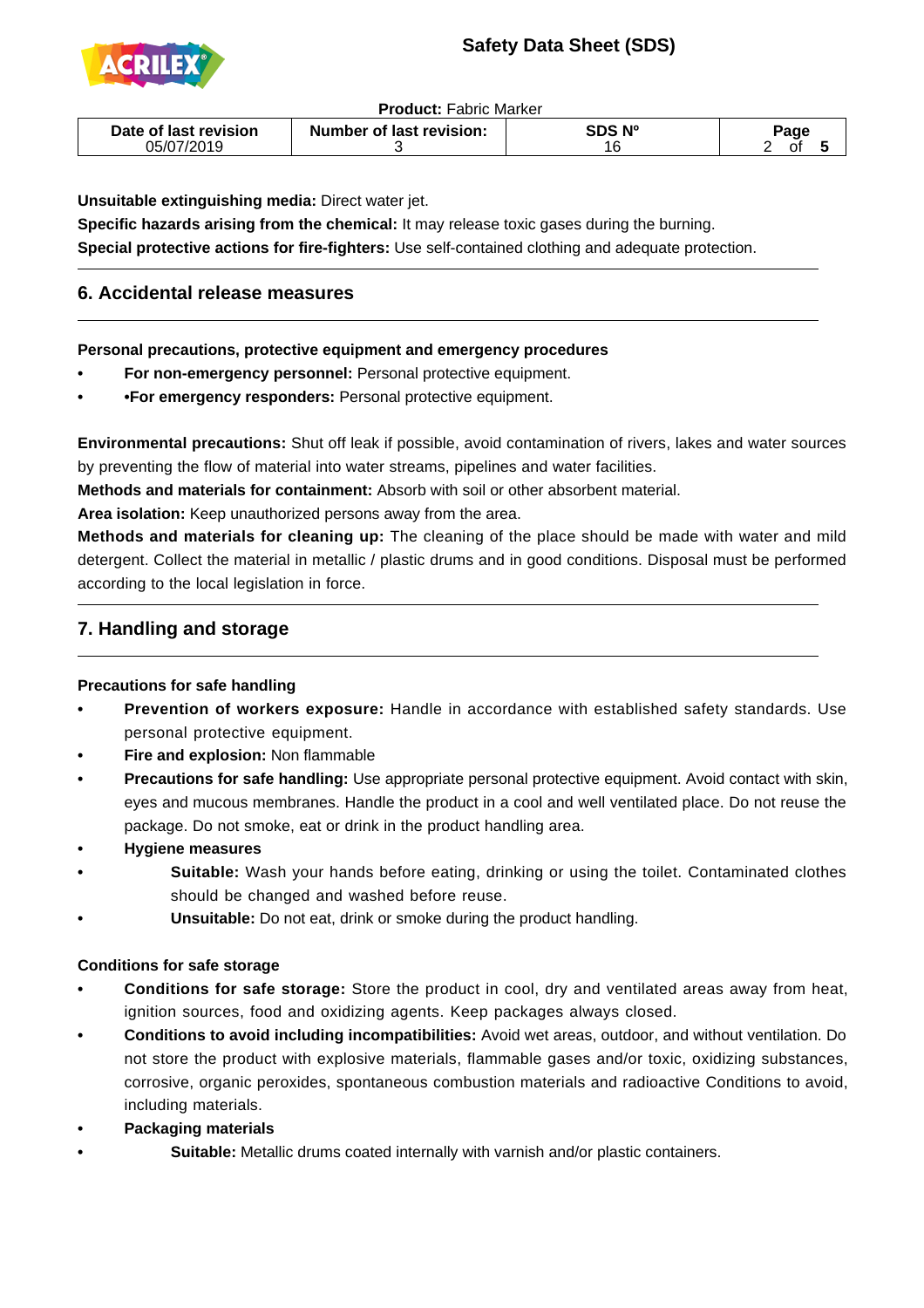**Unsuitable extinguishing media:** Direct water jet.

**Specific hazards arising from the chemical:** It may release toxic gases during the burning.

**Special protective actions for fire-fighters:** Use self-contained clothing and adequate protection.

## 6. Accidental release measures

**Personal precautions, protective equipment and emergency procedures**

- **For non-emergency personnel:** Personal protective equipment.
- **•For emergency responders:** Personal protective equipment.

**Environmental precautions:** Shut off leak if possible, avoid contamination of rivers, lakes and water sources by preventing the flow of material into water streams, pipelines and water facilities.

**Methods and materials for containment:** Absorb with soil or other absorbent material.

**Area isolation:** Keep unauthorized persons away from the area.

**Methods and materials for cleaning up:** The cleaning of the place should be made with water and mild detergent. Collect the material in metallic / plastic drums and in good conditions. Disposal must be performed according to the local legislation in force.

## 7. Handling and storage

**Precautions for safe handling**

- **Prevention of workers exposure:** Handle in accordance with established safety standards. Use personal protective equipment.
- **Fire and explosion:** Non flammable
- **Precautions for safe handling:** Use appropriate personal protective equipment. Avoid contact with skin, eyes and mucous membranes. Handle the product in a cool and well ventilated place. Do not reuse the package. Do not smoke, eat or drink in the product handling area.
- **Hygiene measures**
  - **Suitable:** Wash your hands before eating, drinking or using the toilet. Contaminated clothes should be changed and washed before reuse.
  - **Unsuitable:** Do not eat, drink or smoke during the product handling.

**Conditions for safe storage**

- **Conditions for safe storage:** Store the product in cool, dry and ventilated areas away from heat, ignition sources, food and oxidizing agents. Keep packages always closed.
- **Conditions to avoid including incompatibilities:** Avoid wet areas, outdoor, and without ventilation. Do not store the product with explosive materials, flammable gases and/or toxic, oxidizing substances, corrosive, organic peroxides, spontaneous combustion materials and radioactive Conditions to avoid, including materials.
- **Packaging materials**
  - **Suitable:** Metallic drums coated internally with varnish and/or plastic containers.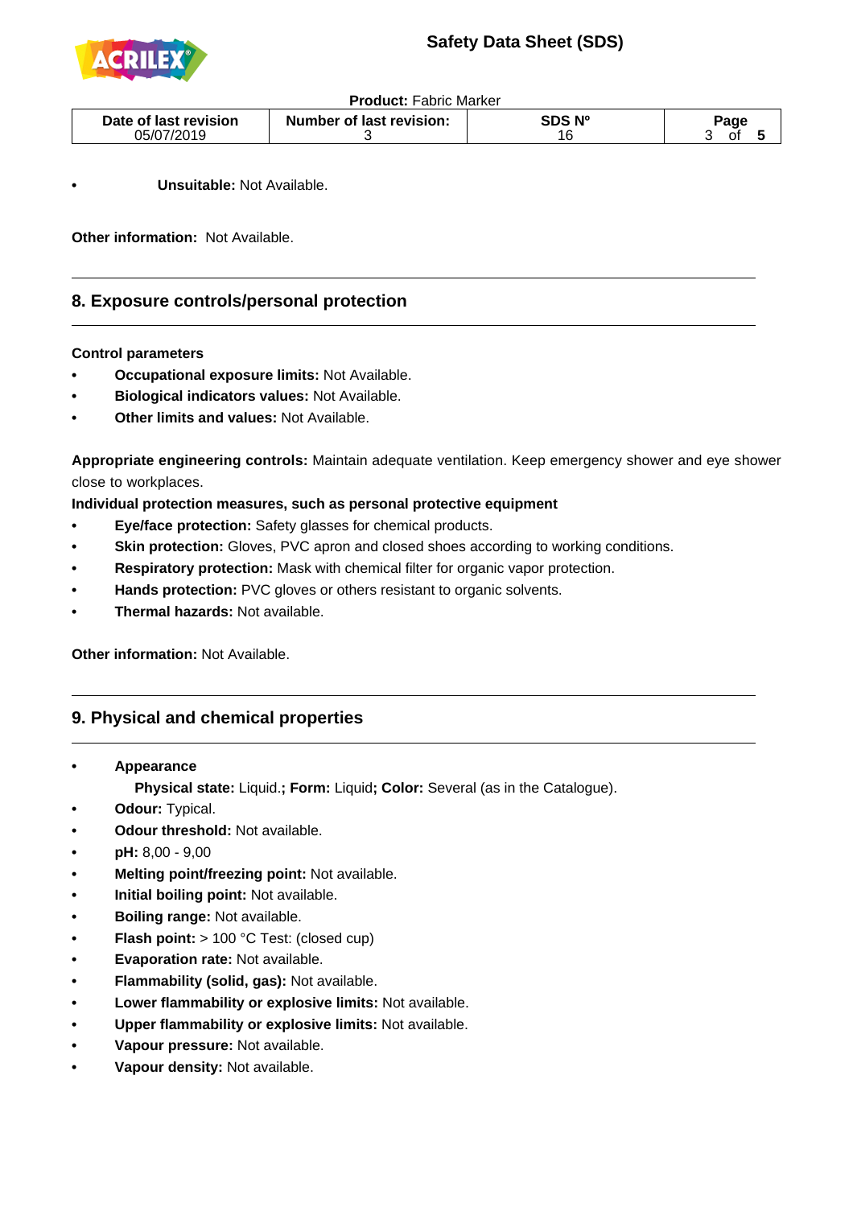- **Unsuitable:** Not Available.

**Other information:** Not Available.

## 8. Exposure controls/personal protection

**Control parameters**

- **Occupational exposure limits:** Not Available.
- **Biological indicators values:** Not Available.
- **Other limits and values:** Not Available.

**Appropriate engineering controls:** Maintain adequate ventilation. Keep emergency shower and eye shower close to workplaces.

**Individual protection measures, such as personal protective equipment**

- **Eye/face protection:** Safety glasses for chemical products.
- **Skin protection:** Gloves, PVC apron and closed shoes according to working conditions.
- **Respiratory protection:** Mask with chemical filter for organic vapor protection.
- **Hands protection:** PVC gloves or others resistant to organic solvents.
- **Thermal hazards:** Not available.

**Other information:** Not Available.

## 9. Physical and chemical properties

- **Appearance**
  **Physical state:** Liquid.**;** **Form:** Liquid**;** **Color:** Several (as in the Catalogue).
- **Odour:** Typical.
- **Odour threshold:** Not available.
- **pH:** 8,00 - 9,00
- **Melting point/freezing point:** Not available.
- **Initial boiling point:** Not available.
- **Boiling range:** Not available.
- **Flash point:** > 100 °C Test: (closed cup)
- **Evaporation rate:** Not available.
- **Flammability (solid, gas):** Not available.
- **Lower flammability or explosive limits:** Not available.
- **Upper flammability or explosive limits:** Not available.
- **Vapour pressure:** Not available.
- **Vapour density:** Not available.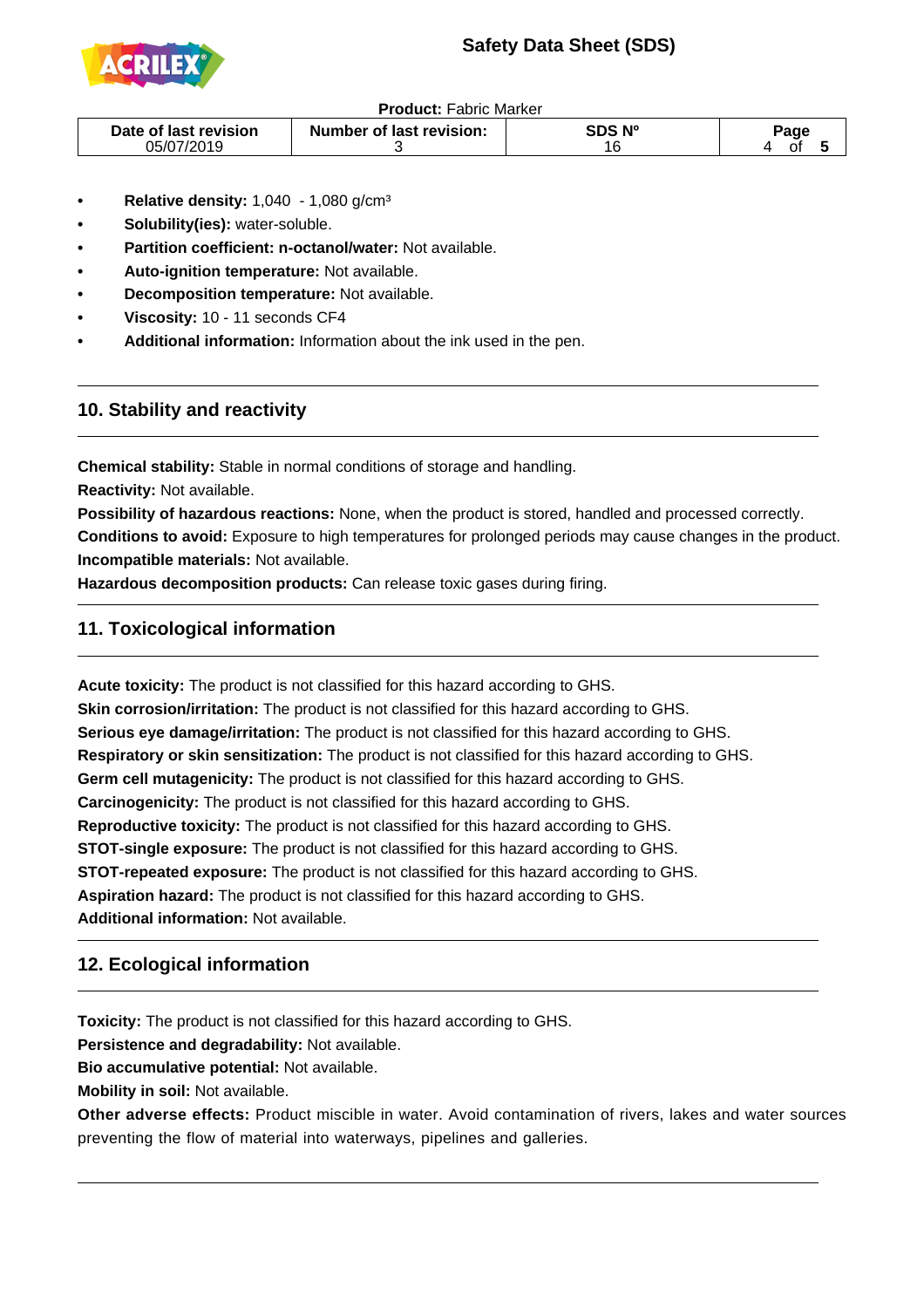- **Relative density:** 1,040 - 1,080 g/cm³
- **Solubility(ies):** water-soluble.
- **Partition coefficient: n-octanol/water:** Not available.
- **Auto-ignition temperature:** Not available.
- **Decomposition temperature:** Not available.
- **Viscosity:** 10 - 11 seconds CF4
- **Additional information:** Information about the ink used in the pen.

## 10. Stability and reactivity

**Chemical stability:** Stable in normal conditions of storage and handling.
**Reactivity:** Not available.
**Possibility of hazardous reactions:** None, when the product is stored, handled and processed correctly.
**Conditions to avoid:** Exposure to high temperatures for prolonged periods may cause changes in the product.
**Incompatible materials:** Not available.
**Hazardous decomposition products:** Can release toxic gases during firing.

## 11. Toxicological information

**Acute toxicity:** The product is not classified for this hazard according to GHS.
**Skin corrosion/irritation:** The product is not classified for this hazard according to GHS.
**Serious eye damage/irritation:** The product is not classified for this hazard according to GHS.
**Respiratory or skin sensitization:** The product is not classified for this hazard according to GHS.
**Germ cell mutagenicity:** The product is not classified for this hazard according to GHS.
**Carcinogenicity:** The product is not classified for this hazard according to GHS.
**Reproductive toxicity:** The product is not classified for this hazard according to GHS.
**STOT-single exposure:** The product is not classified for this hazard according to GHS.
**STOT-repeated exposure:** The product is not classified for this hazard according to GHS.
**Aspiration hazard:** The product is not classified for this hazard according to GHS.
**Additional information:** Not available.

## 12. Ecological information

**Toxicity:** The product is not classified for this hazard according to GHS.
**Persistence and degradability:** Not available.
**Bio accumulative potential:** Not available.
**Mobility in soil:** Not available.
**Other adverse effects:** Product miscible in water. Avoid contamination of rivers, lakes and water sources preventing the flow of material into waterways, pipelines and galleries.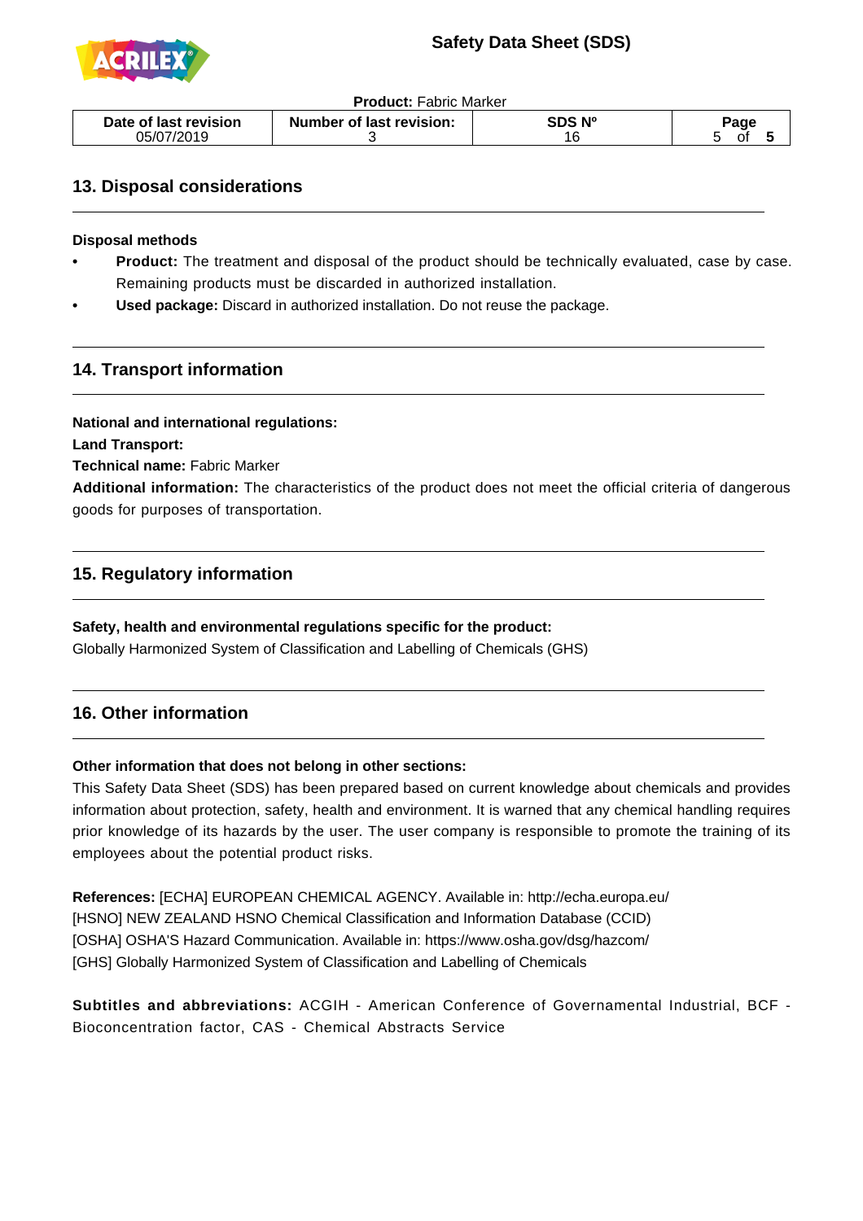## 13. Disposal considerations

**Disposal methods**

- **Product:** The treatment and disposal of the product should be technically evaluated, case by case. Remaining products must be discarded in authorized installation.
- **Used package:** Discard in authorized installation. Do not reuse the package.

## 14. Transport information

**National and international regulations:**

**Land Transport:**

**Technical name:** Fabric Marker

**Additional information:** The characteristics of the product does not meet the official criteria of dangerous goods for purposes of transportation.

## 15. Regulatory information

**Safety, health and environmental regulations specific for the product:**

Globally Harmonized System of Classification and Labelling of Chemicals (GHS)

## 16. Other information

**Other information that does not belong in other sections:**

This Safety Data Sheet (SDS) has been prepared based on current knowledge about chemicals and provides information about protection, safety, health and environment. It is warned that any chemical handling requires prior knowledge of its hazards by the user. The user company is responsible to promote the training of its employees about the potential product risks.

**References:** [ECHA] EUROPEAN CHEMICAL AGENCY. Available in: http://echa.europa.eu/
[HSNO] NEW ZEALAND HSNO Chemical Classification and Information Database (CCID)
[OSHA] OSHA'S Hazard Communication. Available in: https://www.osha.gov/dsg/hazcom/
[GHS] Globally Harmonized System of Classification and Labelling of Chemicals

**Subtitles and abbreviations:** ACGIH - American Conference of Governamental Industrial, BCF - Bioconcentration factor, CAS - Chemical Abstracts Service